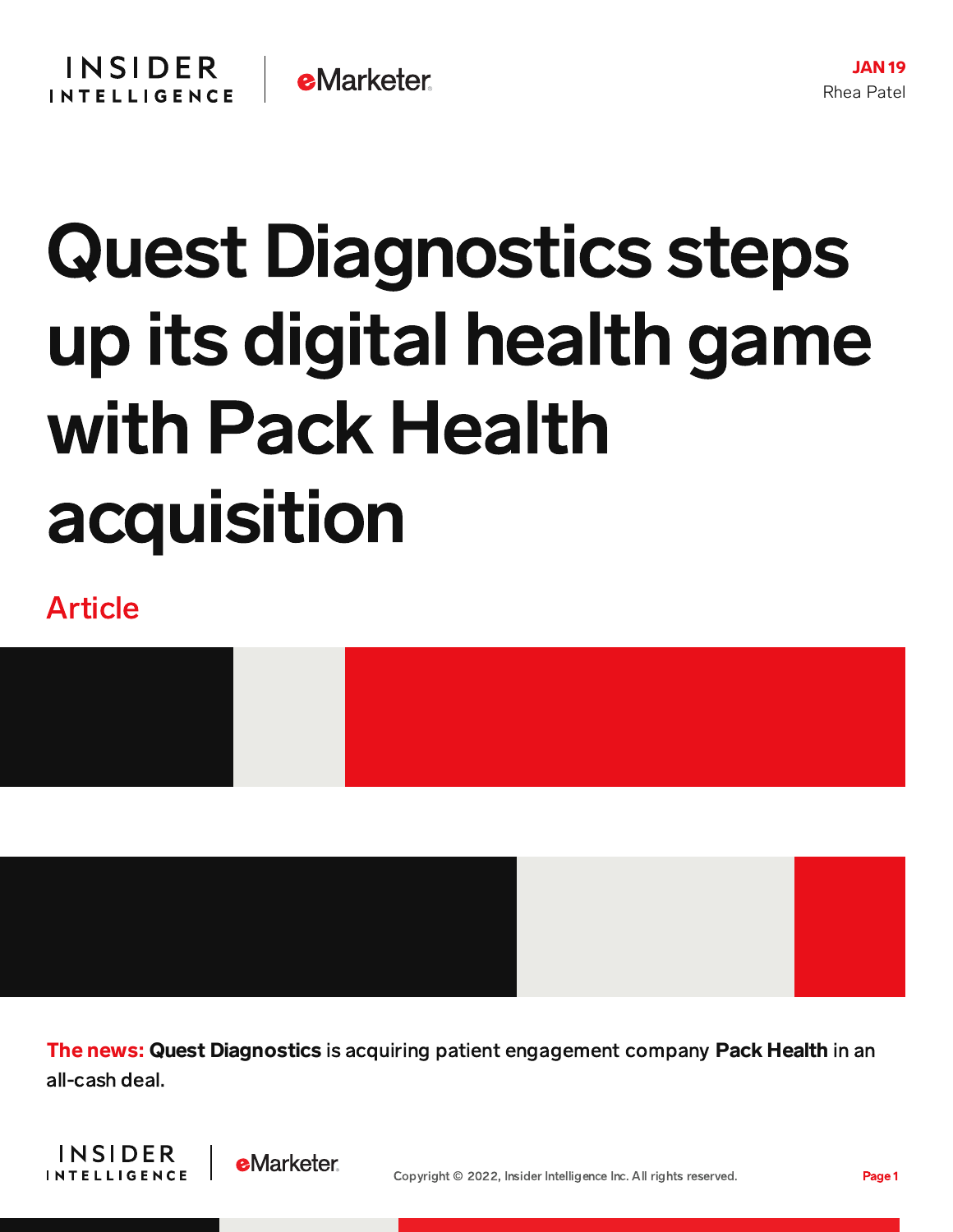JAN 19

Rhea Patel

# Quest Diagnostics steps up its digital health game with Pack Health acquisition

Article

**The news:** **Quest Diagnostics** is acquiring patient engagement company **Pack Health** in an all-cash deal.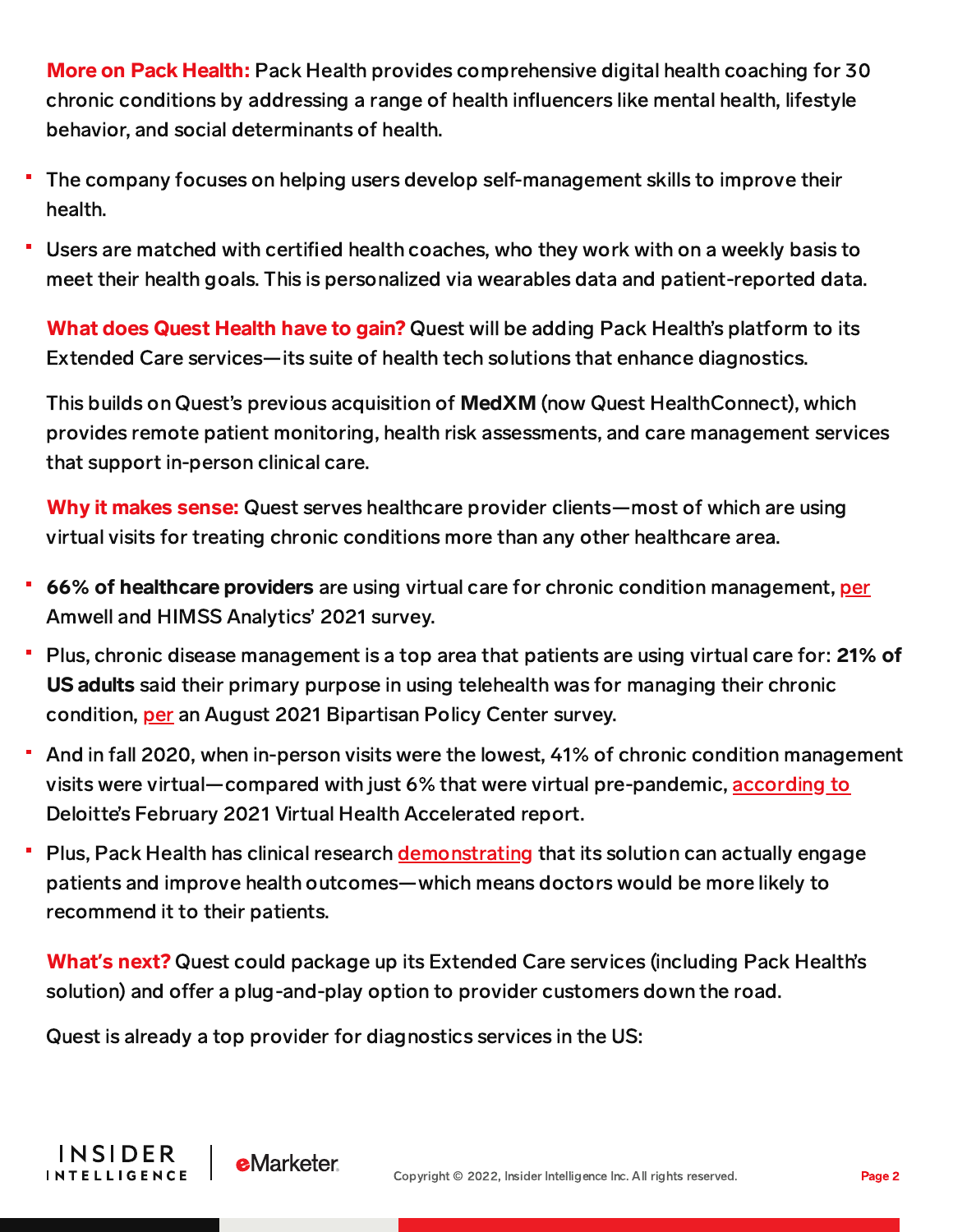**More on Pack Health:** Pack Health provides comprehensive digital health coaching for 30 chronic conditions by addressing a range of health influencers like mental health, lifestyle behavior, and social determinants of health.

- The company focuses on helping users develop self-management skills to improve their health.
- Users are matched with certified health coaches, who they work with on a weekly basis to meet their health goals. This is personalized via wearables data and patient-reported data.

**What does Quest Health have to gain?** Quest will be adding Pack Health's platform to its Extended Care services—its suite of health tech solutions that enhance diagnostics.

This builds on Quest's previous acquisition of **MedXM** (now Quest HealthConnect), which provides remote patient monitoring, health risk assessments, and care management services that support in-person clinical care.

**Why it makes sense:** Quest serves healthcare provider clients—most of which are using virtual visits for treating chronic conditions more than any other healthcare area.

- **66% of healthcare providers** are using virtual care for chronic condition management, per Amwell and HIMSS Analytics' 2021 survey.
- Plus, chronic disease management is a top area that patients are using virtual care for: **21% of US adults** said their primary purpose in using telehealth was for managing their chronic condition, per an August 2021 Bipartisan Policy Center survey.
- And in fall 2020, when in-person visits were the lowest, 41% of chronic condition management visits were virtual—compared with just 6% that were virtual pre-pandemic, according to Deloitte's February 2021 Virtual Health Accelerated report.
- Plus, Pack Health has clinical research demonstrating that its solution can actually engage patients and improve health outcomes—which means doctors would be more likely to recommend it to their patients.

**What's next?** Quest could package up its Extended Care services (including Pack Health's solution) and offer a plug-and-play option to provider customers down the road.

Quest is already a top provider for diagnostics services in the US: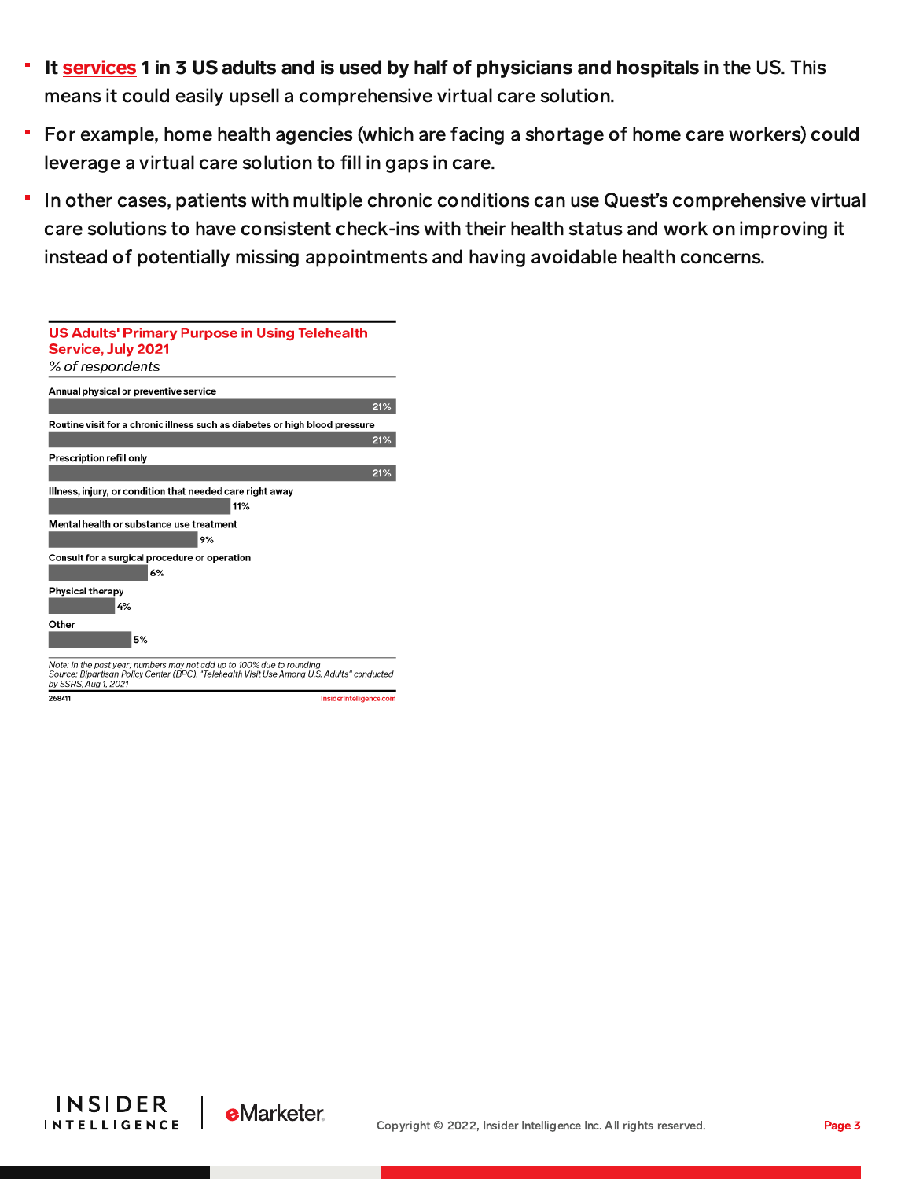- **It services 1 in 3 US adults and is used by half of physicians and hospitals** in the US. This means it could easily upsell a comprehensive virtual care solution.
- For example, home health agencies (which are facing a shortage of home care workers) could leverage a virtual care solution to fill in gaps in care.
- In other cases, patients with multiple chronic conditions can use Quest's comprehensive virtual care solutions to have consistent check-ins with their health status and work on improving it instead of potentially missing appointments and having avoidable health concerns.

**US Adults' Primary Purpose in Using Telehealth Service, July 2021**

*% of respondents*

Annual physical or preventive service
21%

Routine visit for a chronic illness such as diabetes or high blood pressure
21%

Prescription refill only
21%

Illness, injury, or condition that needed care right away
11%

Mental health or substance use treatment
9%

Consult for a surgical procedure or operation
6%

Physical therapy
4%

Other
5%

*Note: in the past year; numbers may not add up to 100% due to rounding*
*Source: Bipartisan Policy Center (BPC), "Telehealth Visit Use Among U.S. Adults" conducted by SSRS, Aug 1, 2021*

268411 InsiderIntelligence.com